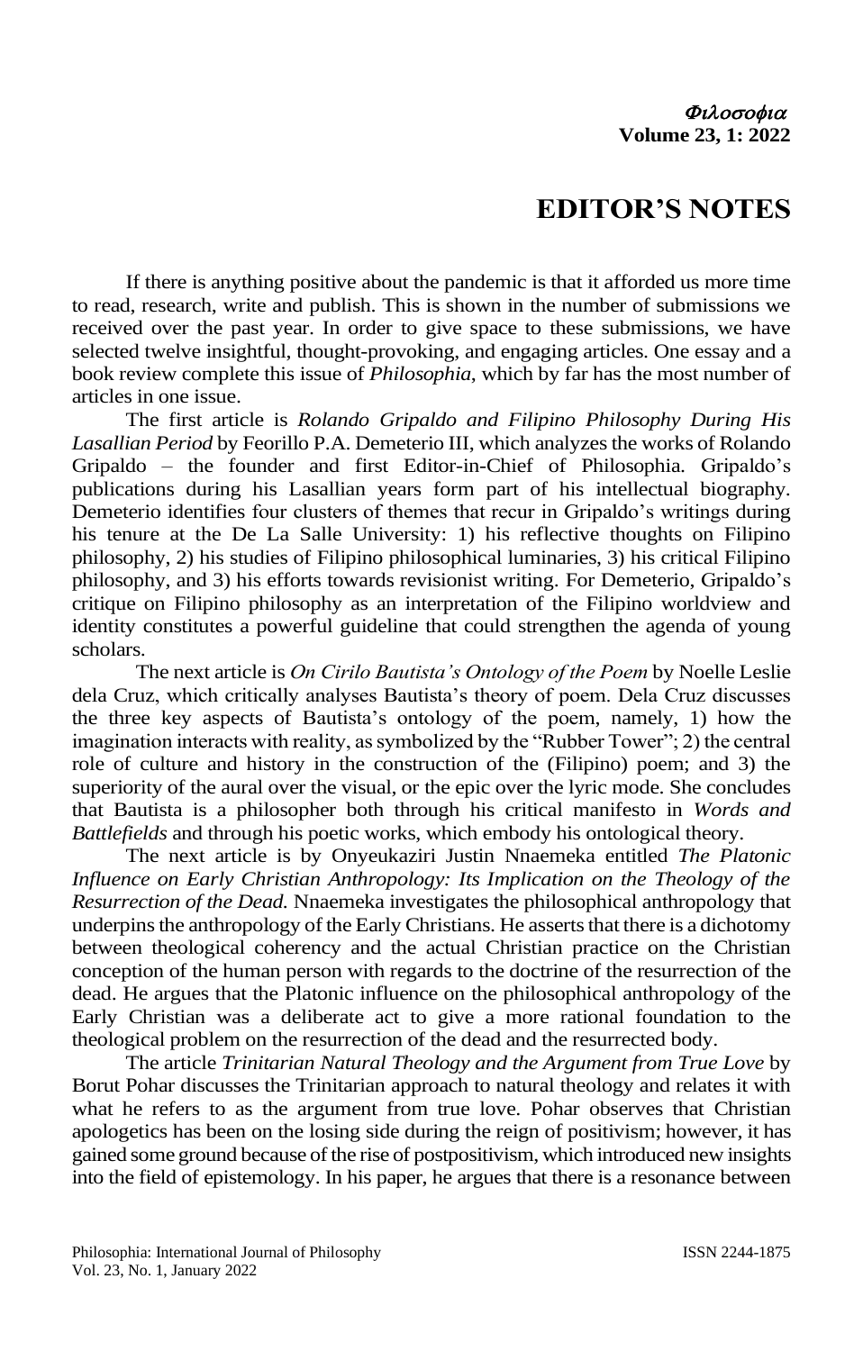# EDITOR'S NOTES

If there is anything positive about the pandemic is that it afforded us more time to read, research, write and publish. This is shown in the number of submissions we received over the past year. In order to give space to these submissions, we have selected twelve insightful, thought-provoking, and engaging articles. One essay and a book review complete this issue of *Philosophia*, which by far has the most number of articles in one issue.

The first article is *Rolando Gripaldo and Filipino Philosophy During His Lasallian Period* by Feorillo P.A. Demeterio III, which analyzes the works of Rolando Gripaldo – the founder and first Editor-in-Chief of Philosophia. Gripaldo's publications during his Lasallian years form part of his intellectual biography. Demeterio identifies four clusters of themes that recur in Gripaldo's writings during his tenure at the De La Salle University: 1) his reflective thoughts on Filipino philosophy, 2) his studies of Filipino philosophical luminaries, 3) his critical Filipino philosophy, and 3) his efforts towards revisionist writing. For Demeterio, Gripaldo's critique on Filipino philosophy as an interpretation of the Filipino worldview and identity constitutes a powerful guideline that could strengthen the agenda of young scholars.

The next article is *On Cirilo Bautista's Ontology of the Poem* by Noelle Leslie dela Cruz, which critically analyses Bautista's theory of poem. Dela Cruz discusses the three key aspects of Bautista's ontology of the poem, namely, 1) how the imagination interacts with reality, as symbolized by the "Rubber Tower"; 2) the central role of culture and history in the construction of the (Filipino) poem; and 3) the superiority of the aural over the visual, or the epic over the lyric mode. She concludes that Bautista is a philosopher both through his critical manifesto in *Words and Battlefields* and through his poetic works, which embody his ontological theory.

The next article is by Onyeukaziri Justin Nnaemeka entitled *The Platonic Influence on Early Christian Anthropology: Its Implication on the Theology of the Resurrection of the Dead.* Nnaemeka investigates the philosophical anthropology that underpins the anthropology of the Early Christians. He asserts that there is a dichotomy between theological coherency and the actual Christian practice on the Christian conception of the human person with regards to the doctrine of the resurrection of the dead. He argues that the Platonic influence on the philosophical anthropology of the Early Christian was a deliberate act to give a more rational foundation to the theological problem on the resurrection of the dead and the resurrected body.

The article *Trinitarian Natural Theology and the Argument from True Love* by Borut Pohar discusses the Trinitarian approach to natural theology and relates it with what he refers to as the argument from true love. Pohar observes that Christian apologetics has been on the losing side during the reign of positivism; however, it has gained some ground because of the rise of postpositivism, which introduced new insights into the field of epistemology. In his paper, he argues that there is a resonance between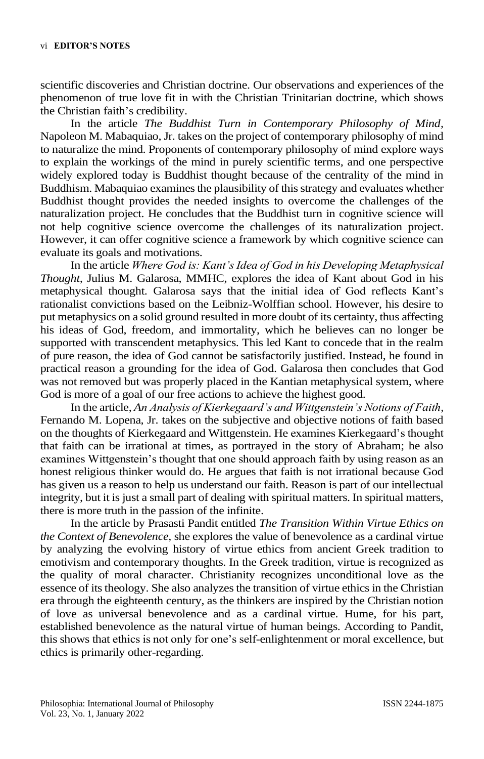scientific discoveries and Christian doctrine. Our observations and experiences of the phenomenon of true love fit in with the Christian Trinitarian doctrine, which shows the Christian faith's credibility.

In the article *The Buddhist Turn in Contemporary Philosophy of Mind*, Napoleon M. Mabaquiao, Jr. takes on the project of contemporary philosophy of mind to naturalize the mind. Proponents of contemporary philosophy of mind explore ways to explain the workings of the mind in purely scientific terms, and one perspective widely explored today is Buddhist thought because of the centrality of the mind in Buddhism. Mabaquiao examines the plausibility of this strategy and evaluates whether Buddhist thought provides the needed insights to overcome the challenges of the naturalization project. He concludes that the Buddhist turn in cognitive science will not help cognitive science overcome the challenges of its naturalization project. However, it can offer cognitive science a framework by which cognitive science can evaluate its goals and motivations.

In the article *Where God is: Kant's Idea of God in his Developing Metaphysical Thought,* Julius M. Galarosa, MMHC, explores the idea of Kant about God in his metaphysical thought. Galarosa says that the initial idea of God reflects Kant's rationalist convictions based on the Leibniz-Wolffian school. However, his desire to put metaphysics on a solid ground resulted in more doubt of its certainty, thus affecting his ideas of God, freedom, and immortality, which he believes can no longer be supported with transcendent metaphysics. This led Kant to concede that in the realm of pure reason, the idea of God cannot be satisfactorily justified. Instead, he found in practical reason a grounding for the idea of God. Galarosa then concludes that God was not removed but was properly placed in the Kantian metaphysical system, where God is more of a goal of our free actions to achieve the highest good.

In the article, *An Analysis of Kierkegaard's and Wittgenstein's Notions of Faith*, Fernando M. Lopena, Jr. takes on the subjective and objective notions of faith based on the thoughts of Kierkegaard and Wittgenstein. He examines Kierkegaard's thought that faith can be irrational at times, as portrayed in the story of Abraham; he also examines Wittgenstein's thought that one should approach faith by using reason as an honest religious thinker would do. He argues that faith is not irrational because God has given us a reason to help us understand our faith. Reason is part of our intellectual integrity, but it is just a small part of dealing with spiritual matters. In spiritual matters, there is more truth in the passion of the infinite.

In the article by Prasasti Pandit entitled *The Transition Within Virtue Ethics on the Context of Benevolence,* she explores the value of benevolence as a cardinal virtue by analyzing the evolving history of virtue ethics from ancient Greek tradition to emotivism and contemporary thoughts. In the Greek tradition, virtue is recognized as the quality of moral character. Christianity recognizes unconditional love as the essence of its theology. She also analyzes the transition of virtue ethics in the Christian era through the eighteenth century, as the thinkers are inspired by the Christian notion of love as universal benevolence and as a cardinal virtue. Hume, for his part, established benevolence as the natural virtue of human beings. According to Pandit, this shows that ethics is not only for one's self-enlightenment or moral excellence, but ethics is primarily other-regarding.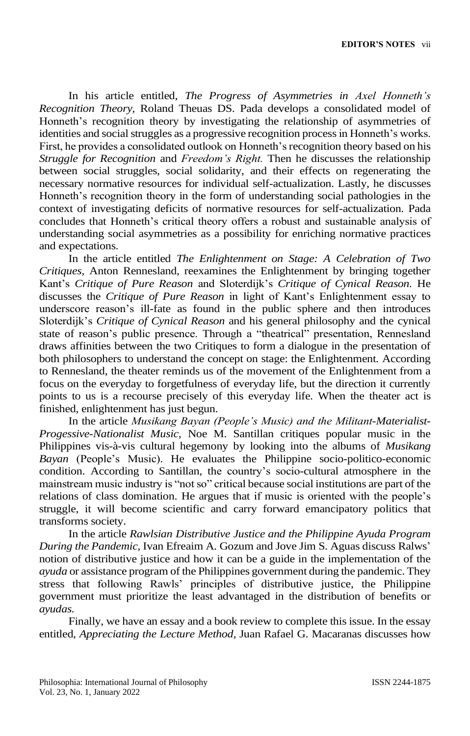In his article entitled, *The Progress of Asymmetries in Axel Honneth's Recognition Theory,* Roland Theuas DS. Pada develops a consolidated model of Honneth's recognition theory by investigating the relationship of asymmetries of identities and social struggles as a progressive recognition process in Honneth's works. First, he provides a consolidated outlook on Honneth's recognition theory based on his *Struggle for Recognition* and *Freedom's Right.* Then he discusses the relationship between social struggles, social solidarity, and their effects on regenerating the necessary normative resources for individual self-actualization. Lastly, he discusses Honneth's recognition theory in the form of understanding social pathologies in the context of investigating deficits of normative resources for self-actualization. Pada concludes that Honneth's critical theory offers a robust and sustainable analysis of understanding social asymmetries as a possibility for enriching normative practices and expectations.

In the article entitled *The Enlightenment on Stage: A Celebration of Two Critiques,* Anton Rennesland, reexamines the Enlightenment by bringing together Kant's *Critique of Pure Reason* and Sloterdijk's *Critique of Cynical Reason.* He discusses the *Critique of Pure Reason* in light of Kant's Enlightenment essay to underscore reason's ill-fate as found in the public sphere and then introduces Sloterdijk's *Critique of Cynical Reason* and his general philosophy and the cynical state of reason's public presence. Through a "theatrical" presentation, Rennesland draws affinities between the two Critiques to form a dialogue in the presentation of both philosophers to understand the concept on stage: the Enlightenment. According to Rennesland, the theater reminds us of the movement of the Enlightenment from a focus on the everyday to forgetfulness of everyday life, but the direction it currently points to us is a recourse precisely of this everyday life. When the theater act is finished, enlightenment has just begun.

In the article *Musikang Bayan (People's Music) and the Militant-Materialist-Progessive-Nationalist Music,* Noe M. Santillan critiques popular music in the Philippines vis-à-vis cultural hegemony by looking into the albums of *Musikang Bayan* (People's Music). He evaluates the Philippine socio-politico-economic condition. According to Santillan, the country's socio-cultural atmosphere in the mainstream music industry is "not so" critical because social institutions are part of the relations of class domination. He argues that if music is oriented with the people's struggle, it will become scientific and carry forward emancipatory politics that transforms society.

In the article *Rawlsian Distributive Justice and the Philippine Ayuda Program During the Pandemic*, Ivan Efreaim A. Gozum and Jove Jim S. Aguas discuss Ralws' notion of distributive justice and how it can be a guide in the implementation of the *ayuda* or assistance program of the Philippines government during the pandemic. They stress that following Rawls' principles of distributive justice, the Philippine government must prioritize the least advantaged in the distribution of benefits or *ayudas.*

Finally, we have an essay and a book review to complete this issue. In the essay entitled, *Appreciating the Lecture Method,* Juan Rafael G. Macaranas discusses how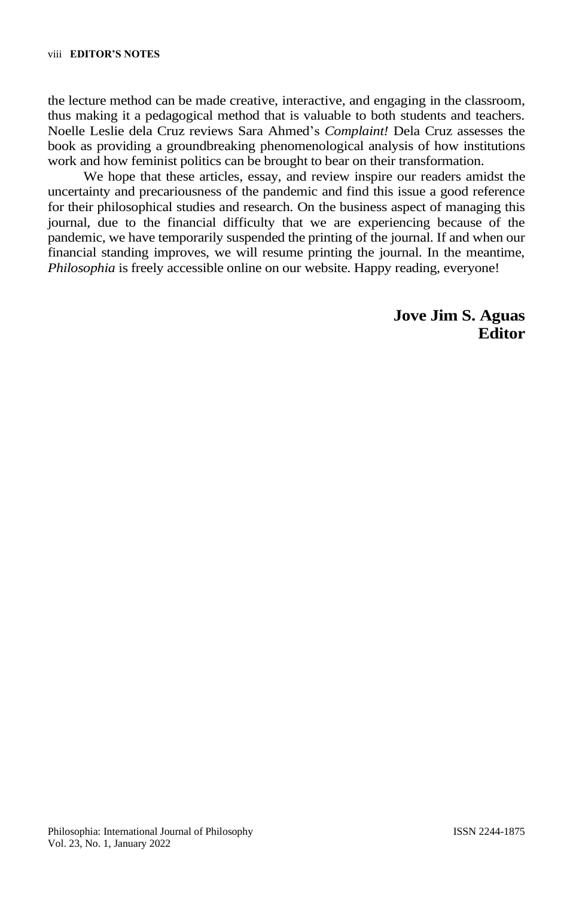the lecture method can be made creative, interactive, and engaging in the classroom, thus making it a pedagogical method that is valuable to both students and teachers. Noelle Leslie dela Cruz reviews Sara Ahmed's *Complaint!* Dela Cruz assesses the book as providing a groundbreaking phenomenological analysis of how institutions work and how feminist politics can be brought to bear on their transformation.

We hope that these articles, essay, and review inspire our readers amidst the uncertainty and precariousness of the pandemic and find this issue a good reference for their philosophical studies and research. On the business aspect of managing this journal, due to the financial difficulty that we are experiencing because of the pandemic, we have temporarily suspended the printing of the journal. If and when our financial standing improves, we will resume printing the journal. In the meantime, *Philosophia* is freely accessible online on our website. Happy reading, everyone!

**Jove Jim S. Aguas**
**Editor**